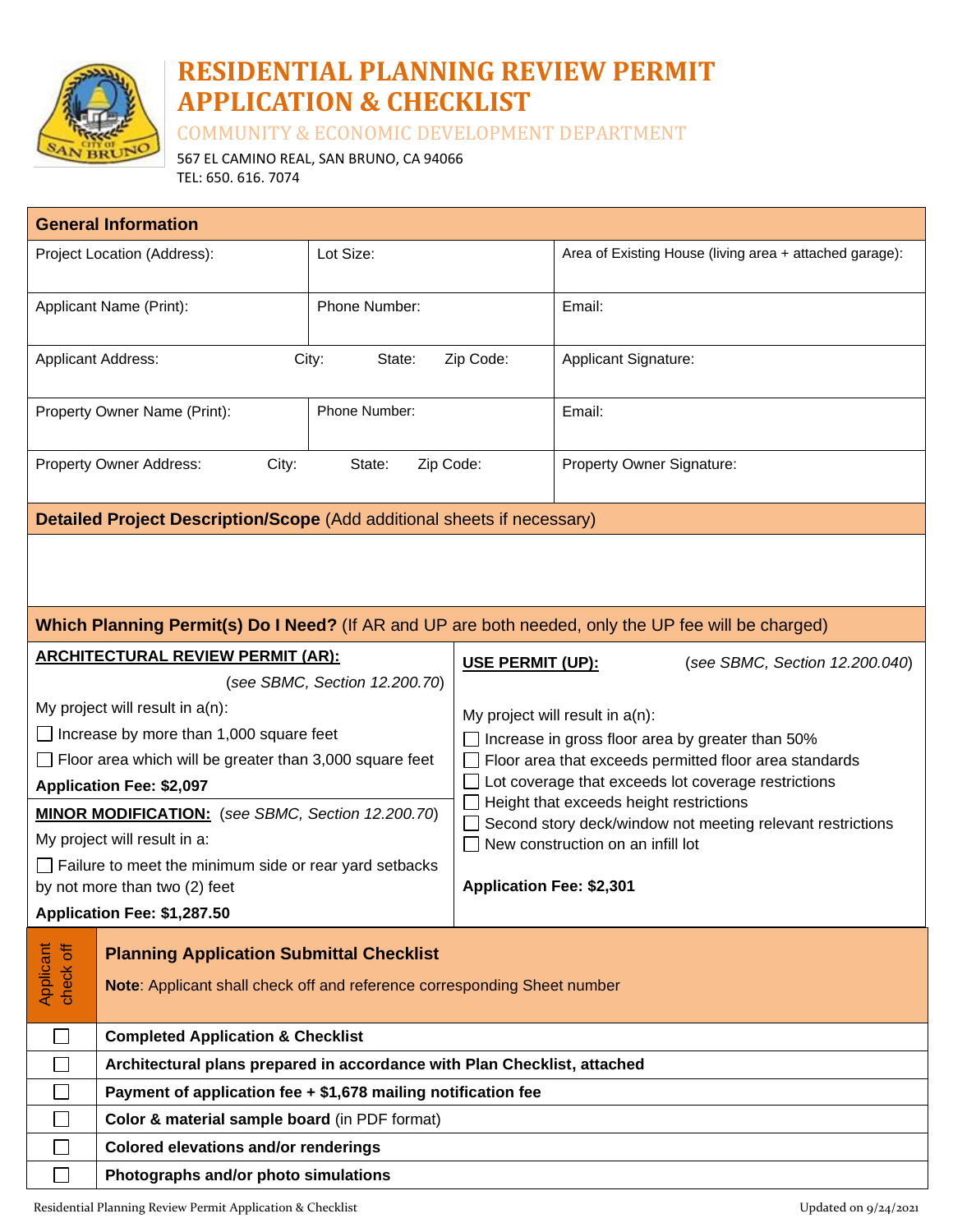# RESIDENTIAL PLANNING REVIEW PERMIT APPLICATION & CHECKLIST

COMMUNITY & ECONOMIC DEVELOPMENT DEPARTMENT

567 EL CAMINO REAL, SAN BRUNO, CA 94066
TEL: 650. 616. 7074

## General Information

| Project Location (Address): | Lot Size: | Area of Existing House (living area + attached garage): |
|---|---|---|
| Applicant Name (Print): | Phone Number: | Email: |
| Applicant Address: City: State: Zip Code: | | Applicant Signature: |
| Property Owner Name (Print): | Phone Number: | Email: |
| Property Owner Address: City: State: Zip Code: | | Property Owner Signature: |

## Detailed Project Description/Scope (Add additional sheets if necessary)

## Which Planning Permit(s) Do I Need? (If AR and UP are both needed, only the UP fee will be charged)

**ARCHITECTURAL REVIEW PERMIT (AR):** (*see SBMC, Section 12.200.70*)

My project will result in a(n):

- ☐ Increase by more than 1,000 square feet
- ☐ Floor area which will be greater than 3,000 square feet

**Application Fee: $2,097**

**MINOR MODIFICATION:** (*see SBMC, Section 12.200.70*)

My project will result in a:

- ☐ Failure to meet the minimum side or rear yard setbacks by not more than two (2) feet

**Application Fee: $1,287.50**

**USE PERMIT (UP):** (*see SBMC, Section 12.200.040*)

My project will result in a(n):

- ☐ Increase in gross floor area by greater than 50%
- ☐ Floor area that exceeds permitted floor area standards
- ☐ Lot coverage that exceeds lot coverage restrictions
- ☐ Height that exceeds height restrictions
- ☐ Second story deck/window not meeting relevant restrictions
- ☐ New construction on an infill lot

**Application Fee: $2,301**

## Planning Application Submittal Checklist

**Note**: Applicant shall check off and reference corresponding Sheet number

| Applicant check off | |
|---|---|
| ☐ | **Completed Application & Checklist** |
| ☐ | **Architectural plans prepared in accordance with Plan Checklist, attached** |
| ☐ | **Payment of application fee + $1,678 mailing notification fee** |
| ☐ | **Color & material sample board** (in PDF format) |
| ☐ | **Colored elevations and/or renderings** |
| ☐ | **Photographs and/or photo simulations** |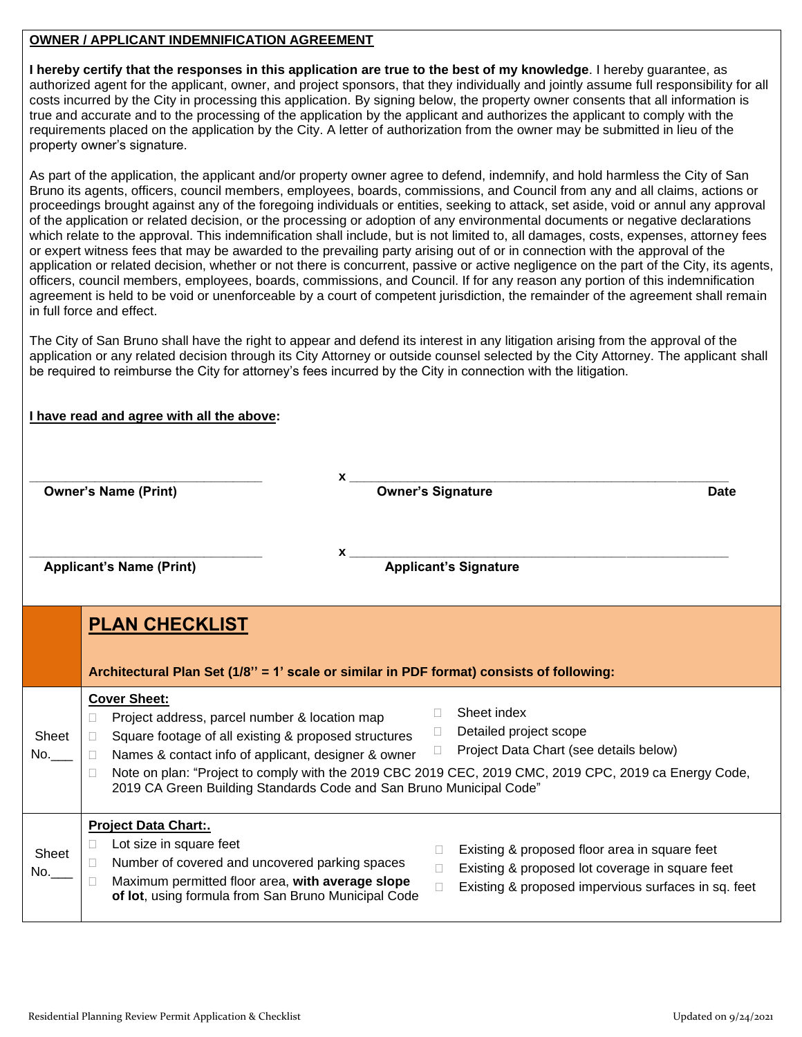**OWNER / APPLICANT INDEMNIFICATION AGREEMENT**

**I hereby certify that the responses in this application are true to the best of my knowledge**. I hereby guarantee, as authorized agent for the applicant, owner, and project sponsors, that they individually and jointly assume full responsibility for all costs incurred by the City in processing this application. By signing below, the property owner consents that all information is true and accurate and to the processing of the application by the applicant and authorizes the applicant to comply with the requirements placed on the application by the City. A letter of authorization from the owner may be submitted in lieu of the property owner's signature.

As part of the application, the applicant and/or property owner agree to defend, indemnify, and hold harmless the City of San Bruno its agents, officers, council members, employees, boards, commissions, and Council from any and all claims, actions or proceedings brought against any of the foregoing individuals or entities, seeking to attack, set aside, void or annul any approval of the application or related decision, or the processing or adoption of any environmental documents or negative declarations which relate to the approval. This indemnification shall include, but is not limited to, all damages, costs, expenses, attorney fees or expert witness fees that may be awarded to the prevailing party arising out of or in connection with the approval of the application or related decision, whether or not there is concurrent, passive or active negligence on the part of the City, its agents, officers, council members, employees, boards, commissions, and Council. If for any reason any portion of this indemnification agreement is held to be void or unenforceable by a court of competent jurisdiction, the remainder of the agreement shall remain in full force and effect.

The City of San Bruno shall have the right to appear and defend its interest in any litigation arising from the approval of the application or any related decision through its City Attorney or outside counsel selected by the City Attorney. The applicant shall be required to reimburse the City for attorney's fees incurred by the City in connection with the litigation.

**I have read and agree with all the above:**

_______________________________ x ____________________________________________________

**Owner's Name (Print)** **Owner's Signature** **Date**

_______________________________ x ____________________________________________________

**Applicant's Name (Print)** **Applicant's Signature**

## PLAN CHECKLIST

**Architectural Plan Set (1/8'' = 1' scale or similar in PDF format) consists of following:**

| Sheet No. | Items |
|---|---|
| Sheet No.___ | **Cover Sheet:**<br>☐ Project address, parcel number & location map<br>☐ Square footage of all existing & proposed structures<br>☐ Names & contact info of applicant, designer & owner<br>☐ Sheet index<br>☐ Detailed project scope<br>☐ Project Data Chart (see details below)<br>☐ Note on plan: "Project to comply with the 2019 CBC 2019 CEC, 2019 CMC, 2019 CPC, 2019 ca Energy Code, 2019 CA Green Building Standards Code and San Bruno Municipal Code" |
| Sheet No.___ | **Project Data Chart:.**<br>☐ Lot size in square feet<br>☐ Number of covered and uncovered parking spaces<br>☐ Maximum permitted floor area, **with average slope of lot**, using formula from San Bruno Municipal Code<br>☐ Existing & proposed floor area in square feet<br>☐ Existing & proposed lot coverage in square feet<br>☐ Existing & proposed impervious surfaces in sq. feet |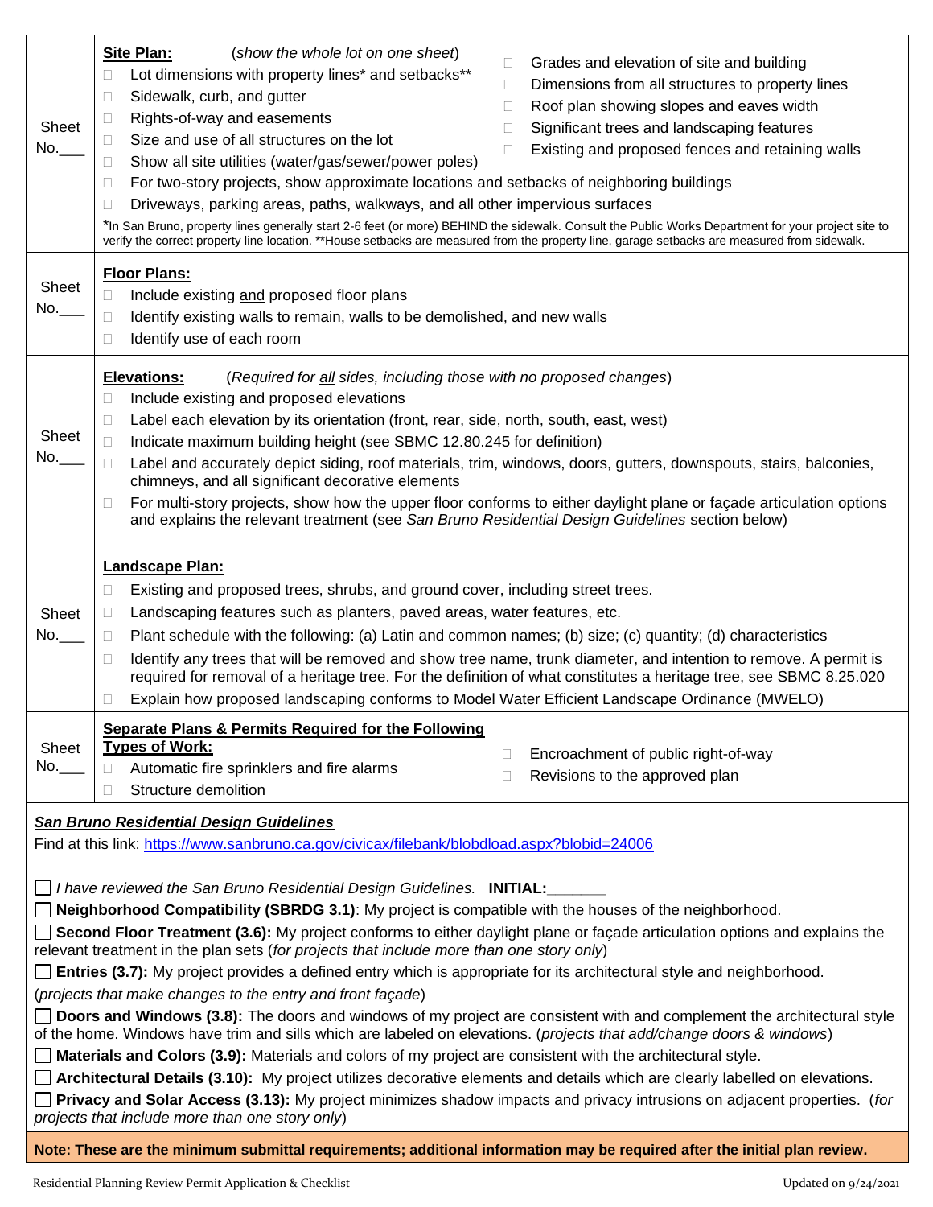| | |
|---|---|
| Sheet No.___ | **Site Plan:** (*show the whole lot on one sheet*)<br>☐ Lot dimensions with property lines* and setbacks**<br>☐ Sidewalk, curb, and gutter<br>☐ Rights-of-way and easements<br>☐ Size and use of all structures on the lot<br>☐ Show all site utilities (water/gas/sewer/power poles)<br>☐ Grades and elevation of site and building<br>☐ Dimensions from all structures to property lines<br>☐ Roof plan showing slopes and eaves width<br>☐ Significant trees and landscaping features<br>☐ Existing and proposed fences and retaining walls<br>☐ For two-story projects, show approximate locations and setbacks of neighboring buildings<br>☐ Driveways, parking areas, paths, walkways, and all other impervious surfaces<br>*In San Bruno, property lines generally start 2-6 feet (or more) BEHIND the sidewalk. Consult the Public Works Department for your project site to verify the correct property line location. **House setbacks are measured from the property line, garage setbacks are measured from sidewalk. |
| Sheet No.___ | **Floor Plans:**<br>☐ Include existing and proposed floor plans<br>☐ Identify existing walls to remain, walls to be demolished, and new walls<br>☐ Identify use of each room |
| Sheet No.___ | **Elevations:** (*Required for all sides, including those with no proposed changes*)<br>☐ Include existing and proposed elevations<br>☐ Label each elevation by its orientation (front, rear, side, north, south, east, west)<br>☐ Indicate maximum building height (see SBMC 12.80.245 for definition)<br>☐ Label and accurately depict siding, roof materials, trim, windows, doors, gutters, downspouts, stairs, balconies, chimneys, and all significant decorative elements<br>☐ For multi-story projects, show how the upper floor conforms to either daylight plane or façade articulation options and explains the relevant treatment (see *San Bruno Residential Design Guidelines* section below) |
| Sheet No.___ | **Landscape Plan:**<br>☐ Existing and proposed trees, shrubs, and ground cover, including street trees.<br>☐ Landscaping features such as planters, paved areas, water features, etc.<br>☐ Plant schedule with the following: (a) Latin and common names; (b) size; (c) quantity; (d) characteristics<br>☐ Identify any trees that will be removed and show tree name, trunk diameter, and intention to remove. A permit is required for removal of a heritage tree. For the definition of what constitutes a heritage tree, see SBMC 8.25.020<br>☐ Explain how proposed landscaping conforms to Model Water Efficient Landscape Ordinance (MWELO) |
| Sheet No.___ | **Separate Plans & Permits Required for the Following Types of Work:**<br>☐ Automatic fire sprinklers and fire alarms<br>☐ Structure demolition<br>☐ Encroachment of public right-of-way<br>☐ Revisions to the approved plan |

***San Bruno Residential Design Guidelines***

Find at this link: https://www.sanbruno.ca.gov/civicax/filebank/blobdload.aspx?blobid=24006

☐ *I have reviewed the San Bruno Residential Design Guidelines.* **INITIAL:_______**

☐ **Neighborhood Compatibility (SBRDG 3.1)**: My project is compatible with the houses of the neighborhood.

☐ **Second Floor Treatment (3.6):** My project conforms to either daylight plane or façade articulation options and explains the relevant treatment in the plan sets (*for projects that include more than one story only*)

☐ **Entries (3.7):** My project provides a defined entry which is appropriate for its architectural style and neighborhood. (*projects that make changes to the entry and front façade*)

☐ **Doors and Windows (3.8):** The doors and windows of my project are consistent with and complement the architectural style of the home. Windows have trim and sills which are labeled on elevations. (*projects that add/change doors & windows*)

☐ **Materials and Colors (3.9):** Materials and colors of my project are consistent with the architectural style.

☐ **Architectural Details (3.10):** My project utilizes decorative elements and details which are clearly labelled on elevations.

☐ **Privacy and Solar Access (3.13):** My project minimizes shadow impacts and privacy intrusions on adjacent properties. (*for projects that include more than one story only*)

**Note: These are the minimum submittal requirements; additional information may be required after the initial plan review.**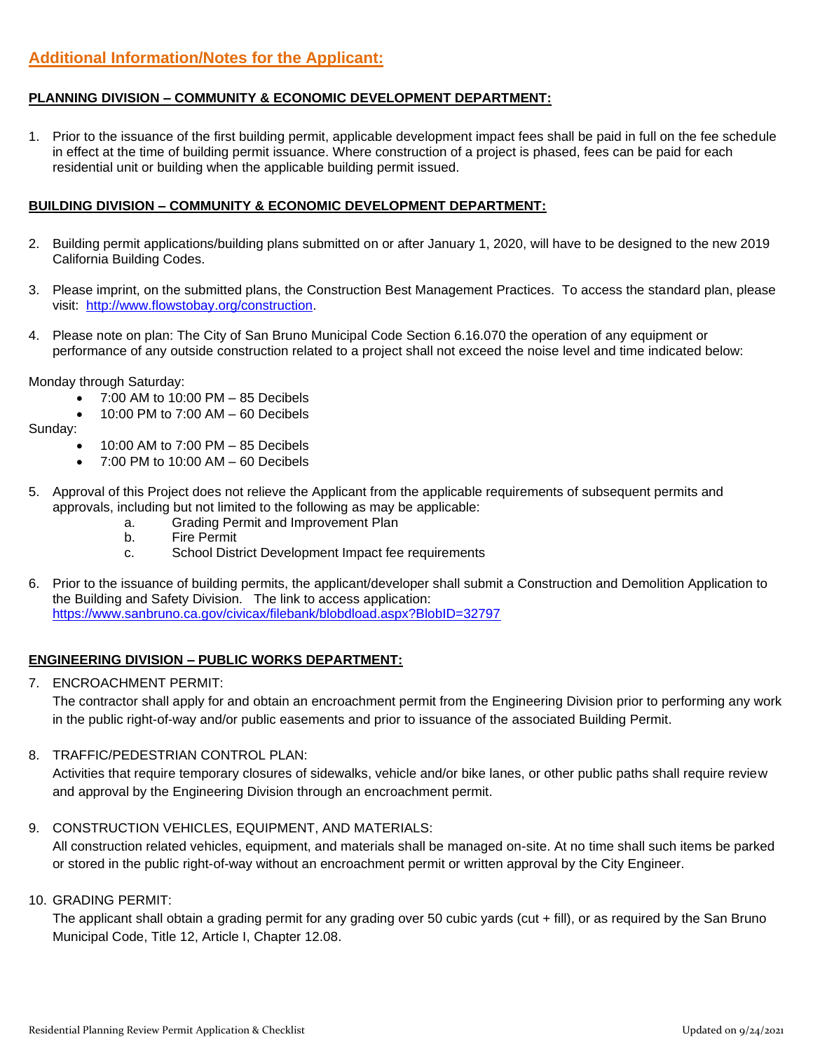## Additional Information/Notes for the Applicant:

**PLANNING DIVISION – COMMUNITY & ECONOMIC DEVELOPMENT DEPARTMENT:**

1. Prior to the issuance of the first building permit, applicable development impact fees shall be paid in full on the fee schedule in effect at the time of building permit issuance. Where construction of a project is phased, fees can be paid for each residential unit or building when the applicable building permit issued.

**BUILDING DIVISION – COMMUNITY & ECONOMIC DEVELOPMENT DEPARTMENT:**

2. Building permit applications/building plans submitted on or after January 1, 2020, will have to be designed to the new 2019 California Building Codes.

3. Please imprint, on the submitted plans, the Construction Best Management Practices. To access the standard plan, please visit: [http://www.flowstobay.org/construction](http://www.flowstobay.org/construction).

4. Please note on plan: The City of San Bruno Municipal Code Section 6.16.070 the operation of any equipment or performance of any outside construction related to a project shall not exceed the noise level and time indicated below:

Monday through Saturday:

- 7:00 AM to 10:00 PM – 85 Decibels
- 10:00 PM to 7:00 AM – 60 Decibels

Sunday:

- 10:00 AM to 7:00 PM – 85 Decibels
- 7:00 PM to 10:00 AM – 60 Decibels

5. Approval of this Project does not relieve the Applicant from the applicable requirements of subsequent permits and approvals, including but not limited to the following as may be applicable:
   a. Grading Permit and Improvement Plan
   b. Fire Permit
   c. School District Development Impact fee requirements

6. Prior to the issuance of building permits, the applicant/developer shall submit a Construction and Demolition Application to the Building and Safety Division. The link to access application: [https://www.sanbruno.ca.gov/civicax/filebank/blobdload.aspx?BlobID=32797](https://www.sanbruno.ca.gov/civicax/filebank/blobdload.aspx?BlobID=32797)

**ENGINEERING DIVISION – PUBLIC WORKS DEPARTMENT:**

7. ENCROACHMENT PERMIT:
   The contractor shall apply for and obtain an encroachment permit from the Engineering Division prior to performing any work in the public right-of-way and/or public easements and prior to issuance of the associated Building Permit.

8. TRAFFIC/PEDESTRIAN CONTROL PLAN:
   Activities that require temporary closures of sidewalks, vehicle and/or bike lanes, or other public paths shall require review and approval by the Engineering Division through an encroachment permit.

9. CONSTRUCTION VEHICLES, EQUIPMENT, AND MATERIALS:
   All construction related vehicles, equipment, and materials shall be managed on-site. At no time shall such items be parked or stored in the public right-of-way without an encroachment permit or written approval by the City Engineer.

10. GRADING PERMIT:
    The applicant shall obtain a grading permit for any grading over 50 cubic yards (cut + fill), or as required by the San Bruno Municipal Code, Title 12, Article I, Chapter 12.08.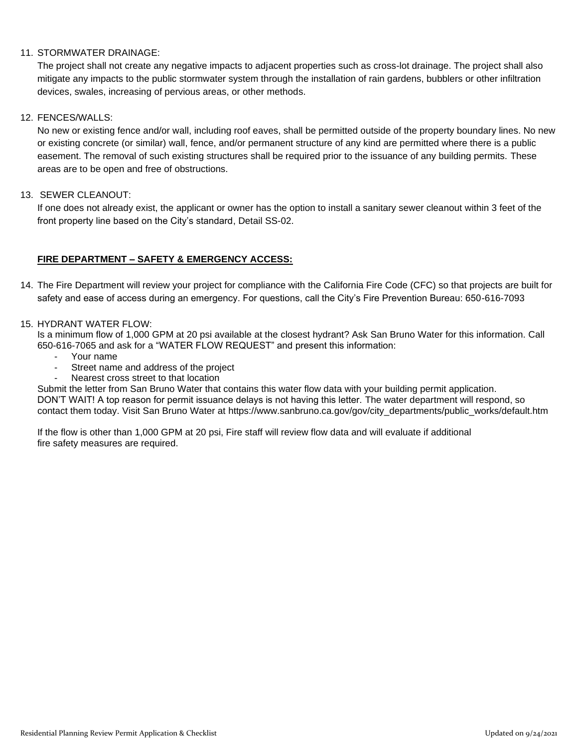11. STORMWATER DRAINAGE:

    The project shall not create any negative impacts to adjacent properties such as cross-lot drainage. The project shall also mitigate any impacts to the public stormwater system through the installation of rain gardens, bubblers or other infiltration devices, swales, increasing of pervious areas, or other methods.

12. FENCES/WALLS:

    No new or existing fence and/or wall, including roof eaves, shall be permitted outside of the property boundary lines. No new or existing concrete (or similar) wall, fence, and/or permanent structure of any kind are permitted where there is a public easement. The removal of such existing structures shall be required prior to the issuance of any building permits. These areas are to be open and free of obstructions.

13. SEWER CLEANOUT:

    If one does not already exist, the applicant or owner has the option to install a sanitary sewer cleanout within 3 feet of the front property line based on the City's standard, Detail SS-02.

**FIRE DEPARTMENT – SAFETY & EMERGENCY ACCESS:**

14. The Fire Department will review your project for compliance with the California Fire Code (CFC) so that projects are built for safety and ease of access during an emergency. For questions, call the City's Fire Prevention Bureau: 650-616-7093

15. HYDRANT WATER FLOW:

    Is a minimum flow of 1,000 GPM at 20 psi available at the closest hydrant? Ask San Bruno Water for this information. Call 650-616-7065 and ask for a "WATER FLOW REQUEST" and present this information:

    - Your name
    - Street name and address of the project
    - Nearest cross street to that location

    Submit the letter from San Bruno Water that contains this water flow data with your building permit application.
    DON'T WAIT! A top reason for permit issuance delays is not having this letter. The water department will respond, so contact them today. Visit San Bruno Water at https://www.sanbruno.ca.gov/gov/city_departments/public_works/default.htm

    If the flow is other than 1,000 GPM at 20 psi, Fire staff will review flow data and will evaluate if additional fire safety measures are required.